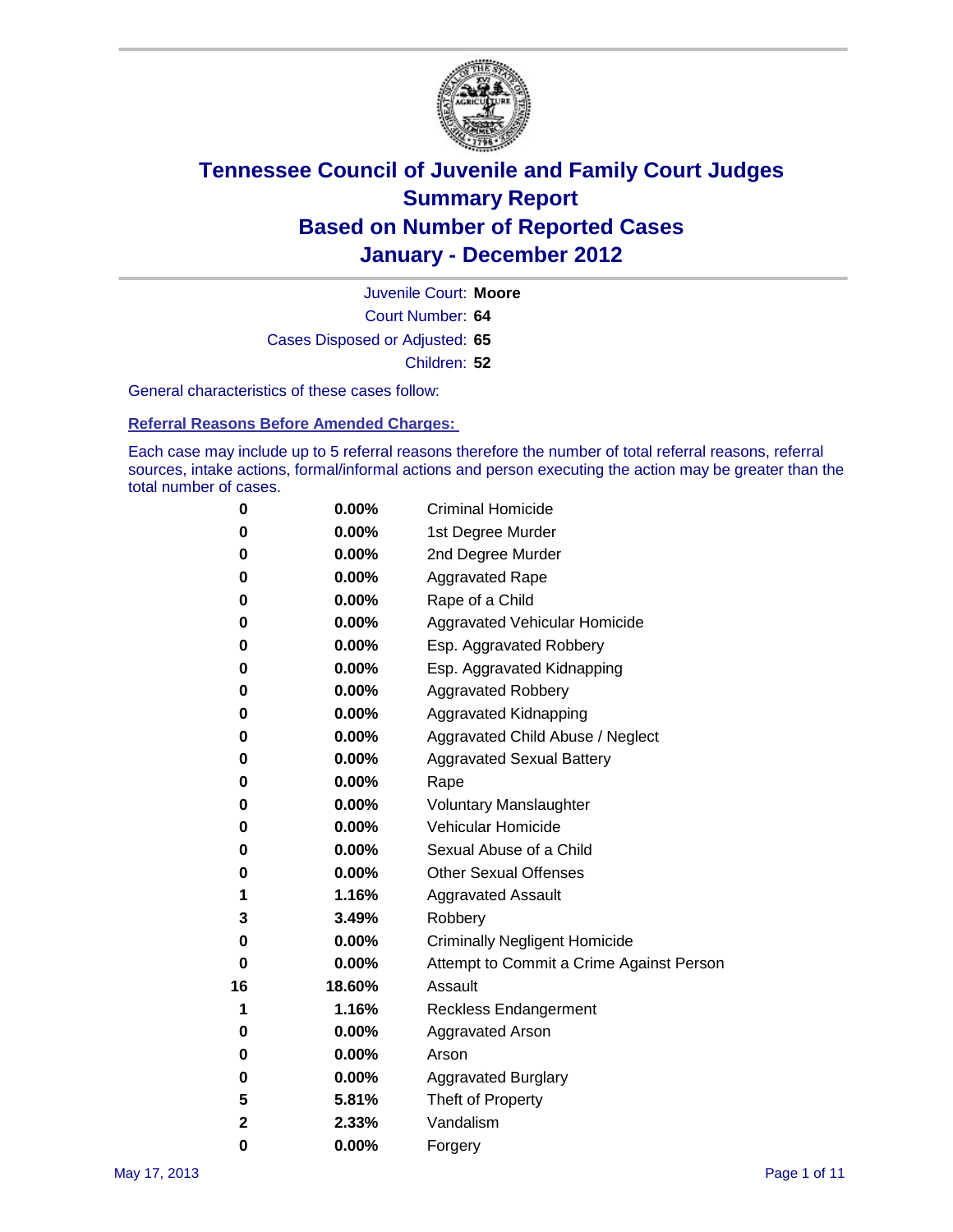# Tennessee Council of Juvenile and Family Court Judges
# Summary Report
# Based on Number of Reported Cases
# January - December 2012

Juvenile Court: **Moore**

Court Number: **64**

Cases Disposed or Adjusted: **65**

Children: **52**

General characteristics of these cases follow:

## Referral Reasons Before Amended Charges:

Each case may include up to 5 referral reasons therefore the number of total referral reasons, referral sources, intake actions, formal/informal actions and person executing the action may be greater than the total number of cases.

| | | |
|---|---|---|
| 0 | 0.00% | Criminal Homicide |
| 0 | 0.00% | 1st Degree Murder |
| 0 | 0.00% | 2nd Degree Murder |
| 0 | 0.00% | Aggravated Rape |
| 0 | 0.00% | Rape of a Child |
| 0 | 0.00% | Aggravated Vehicular Homicide |
| 0 | 0.00% | Esp. Aggravated Robbery |
| 0 | 0.00% | Esp. Aggravated Kidnapping |
| 0 | 0.00% | Aggravated Robbery |
| 0 | 0.00% | Aggravated Kidnapping |
| 0 | 0.00% | Aggravated Child Abuse / Neglect |
| 0 | 0.00% | Aggravated Sexual Battery |
| 0 | 0.00% | Rape |
| 0 | 0.00% | Voluntary Manslaughter |
| 0 | 0.00% | Vehicular Homicide |
| 0 | 0.00% | Sexual Abuse of a Child |
| 0 | 0.00% | Other Sexual Offenses |
| 1 | 1.16% | Aggravated Assault |
| 3 | 3.49% | Robbery |
| 0 | 0.00% | Criminally Negligent Homicide |
| 0 | 0.00% | Attempt to Commit a Crime Against Person |
| 16 | 18.60% | Assault |
| 1 | 1.16% | Reckless Endangerment |
| 0 | 0.00% | Aggravated Arson |
| 0 | 0.00% | Arson |
| 0 | 0.00% | Aggravated Burglary |
| 5 | 5.81% | Theft of Property |
| 2 | 2.33% | Vandalism |
| 0 | 0.00% | Forgery |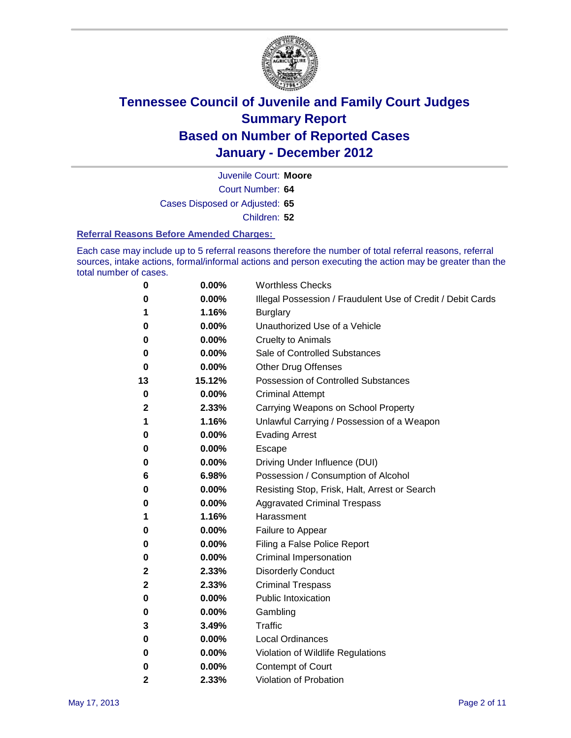# Tennessee Council of Juvenile and Family Court Judges
## Summary Report
## Based on Number of Reported Cases
## January - December 2012

Juvenile Court: **Moore**

Court Number: **64**

Cases Disposed or Adjusted: **65**

Children: **52**

### Referral Reasons Before Amended Charges:

Each case may include up to 5 referral reasons therefore the number of total referral reasons, referral sources, intake actions, formal/informal actions and person executing the action may be greater than the total number of cases.

| Count | Percent | Referral Reason |
|---|---|---|
| 0 | 0.00% | Worthless Checks |
| 0 | 0.00% | Illegal Possession / Fraudulent Use of Credit / Debit Cards |
| 1 | 1.16% | Burglary |
| 0 | 0.00% | Unauthorized Use of a Vehicle |
| 0 | 0.00% | Cruelty to Animals |
| 0 | 0.00% | Sale of Controlled Substances |
| 0 | 0.00% | Other Drug Offenses |
| 13 | 15.12% | Possession of Controlled Substances |
| 0 | 0.00% | Criminal Attempt |
| 2 | 2.33% | Carrying Weapons on School Property |
| 1 | 1.16% | Unlawful Carrying / Possession of a Weapon |
| 0 | 0.00% | Evading Arrest |
| 0 | 0.00% | Escape |
| 0 | 0.00% | Driving Under Influence (DUI) |
| 6 | 6.98% | Possession / Consumption of Alcohol |
| 0 | 0.00% | Resisting Stop, Frisk, Halt, Arrest or Search |
| 0 | 0.00% | Aggravated Criminal Trespass |
| 1 | 1.16% | Harassment |
| 0 | 0.00% | Failure to Appear |
| 0 | 0.00% | Filing a False Police Report |
| 0 | 0.00% | Criminal Impersonation |
| 2 | 2.33% | Disorderly Conduct |
| 2 | 2.33% | Criminal Trespass |
| 0 | 0.00% | Public Intoxication |
| 0 | 0.00% | Gambling |
| 3 | 3.49% | Traffic |
| 0 | 0.00% | Local Ordinances |
| 0 | 0.00% | Violation of Wildlife Regulations |
| 0 | 0.00% | Contempt of Court |
| 2 | 2.33% | Violation of Probation |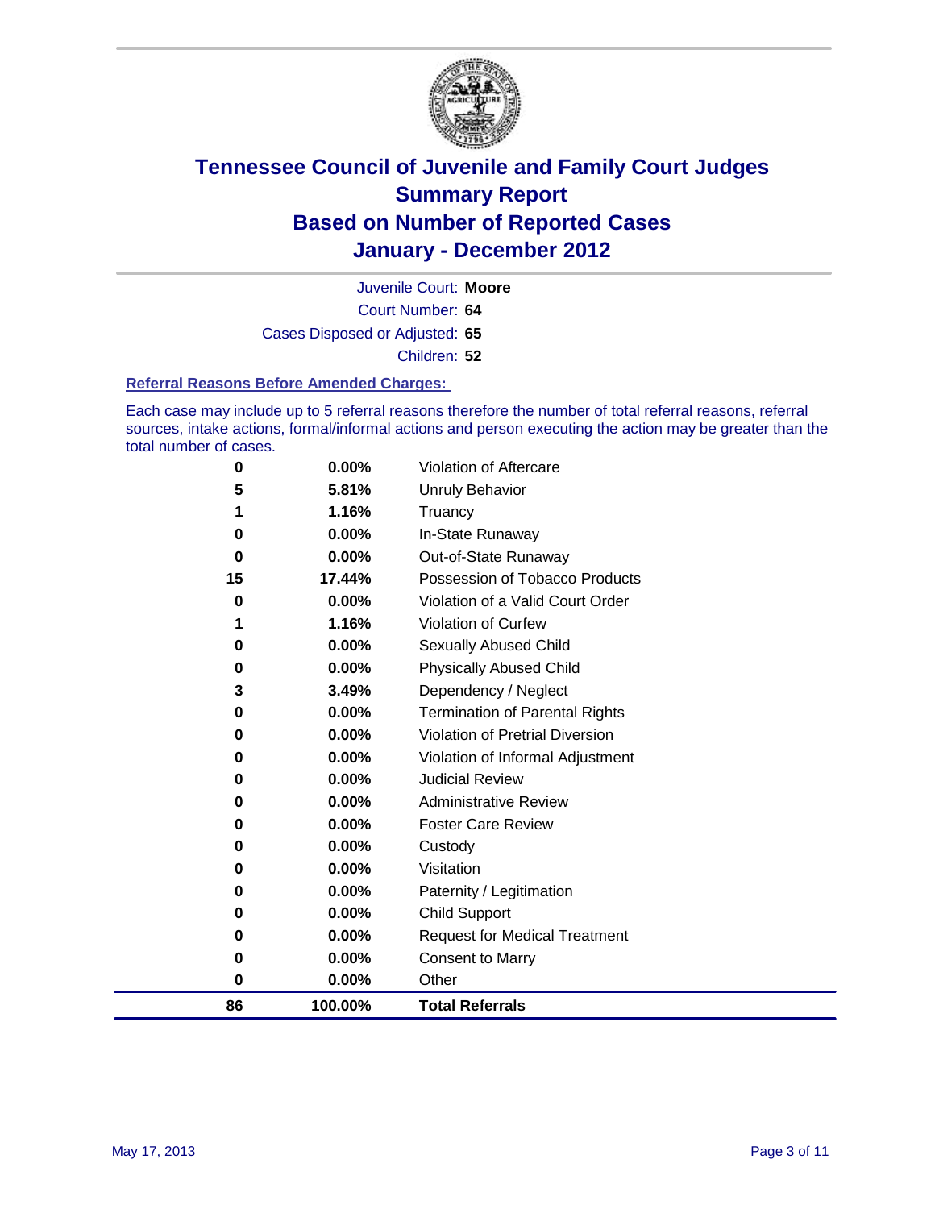# Tennessee Council of Juvenile and Family Court Judges
## Summary Report
## Based on Number of Reported Cases
## January - December 2012

Juvenile Court: **Moore**
Court Number: **64**
Cases Disposed or Adjusted: **65**
Children: **52**

### Referral Reasons Before Amended Charges:

Each case may include up to 5 referral reasons therefore the number of total referral reasons, referral sources, intake actions, formal/informal actions and person executing the action may be greater than the total number of cases.

| Count | Percent | Referral Reason |
|---|---|---|
| 0 | 0.00% | Violation of Aftercare |
| 5 | 5.81% | Unruly Behavior |
| 1 | 1.16% | Truancy |
| 0 | 0.00% | In-State Runaway |
| 0 | 0.00% | Out-of-State Runaway |
| 15 | 17.44% | Possession of Tobacco Products |
| 0 | 0.00% | Violation of a Valid Court Order |
| 1 | 1.16% | Violation of Curfew |
| 0 | 0.00% | Sexually Abused Child |
| 0 | 0.00% | Physically Abused Child |
| 3 | 3.49% | Dependency / Neglect |
| 0 | 0.00% | Termination of Parental Rights |
| 0 | 0.00% | Violation of Pretrial Diversion |
| 0 | 0.00% | Violation of Informal Adjustment |
| 0 | 0.00% | Judicial Review |
| 0 | 0.00% | Administrative Review |
| 0 | 0.00% | Foster Care Review |
| 0 | 0.00% | Custody |
| 0 | 0.00% | Visitation |
| 0 | 0.00% | Paternity / Legitimation |
| 0 | 0.00% | Child Support |
| 0 | 0.00% | Request for Medical Treatment |
| 0 | 0.00% | Consent to Marry |
| 0 | 0.00% | Other |
| **86** | **100.00%** | **Total Referrals** |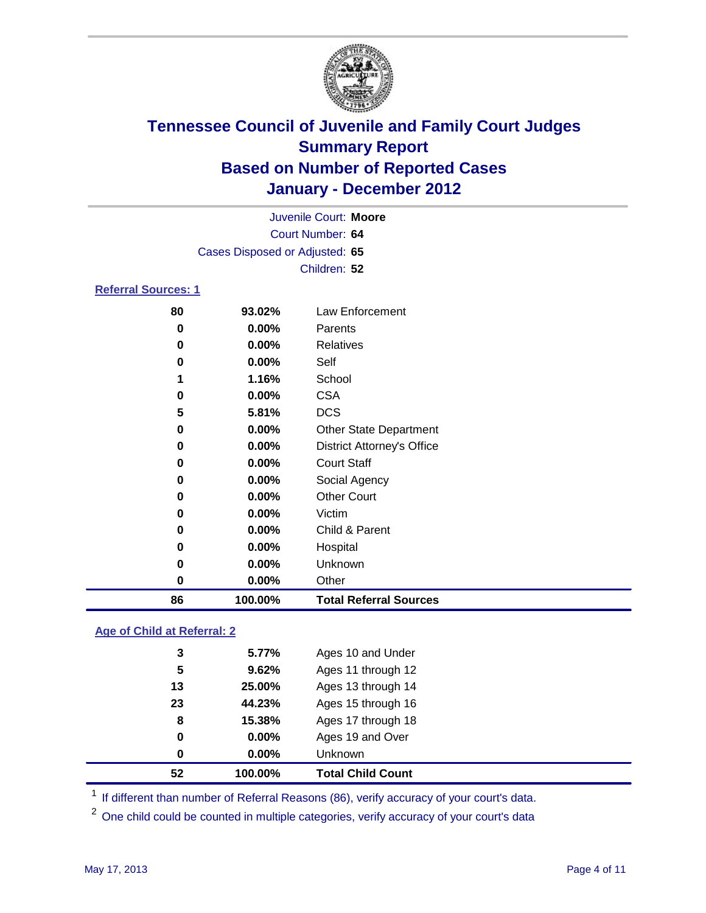# Tennessee Council of Juvenile and Family Court Judges
## Summary Report
## Based on Number of Reported Cases
## January - December 2012

Juvenile Court: **Moore**
Court Number: **64**
Cases Disposed or Adjusted: **65**
Children: **52**

### Referral Sources: 1

| Count | Percent | Source |
|---|---|---|
| 80 | 93.02% | Law Enforcement |
| 0 | 0.00% | Parents |
| 0 | 0.00% | Relatives |
| 0 | 0.00% | Self |
| 1 | 1.16% | School |
| 0 | 0.00% | CSA |
| 5 | 5.81% | DCS |
| 0 | 0.00% | Other State Department |
| 0 | 0.00% | District Attorney's Office |
| 0 | 0.00% | Court Staff |
| 0 | 0.00% | Social Agency |
| 0 | 0.00% | Other Court |
| 0 | 0.00% | Victim |
| 0 | 0.00% | Child & Parent |
| 0 | 0.00% | Hospital |
| 0 | 0.00% | Unknown |
| 0 | 0.00% | Other |
| **86** | **100.00%** | **Total Referral Sources** |

### Age of Child at Referral: 2

| Count | Percent | Age |
|---|---|---|
| 3 | 5.77% | Ages 10 and Under |
| 5 | 9.62% | Ages 11 through 12 |
| 13 | 25.00% | Ages 13 through 14 |
| 23 | 44.23% | Ages 15 through 16 |
| 8 | 15.38% | Ages 17 through 18 |
| 0 | 0.00% | Ages 19 and Over |
| 0 | 0.00% | Unknown |
| **52** | **100.00%** | **Total Child Count** |

[1] If different than number of Referral Reasons (86), verify accuracy of your court's data.

[2] One child could be counted in multiple categories, verify accuracy of your court's data

May 17, 2013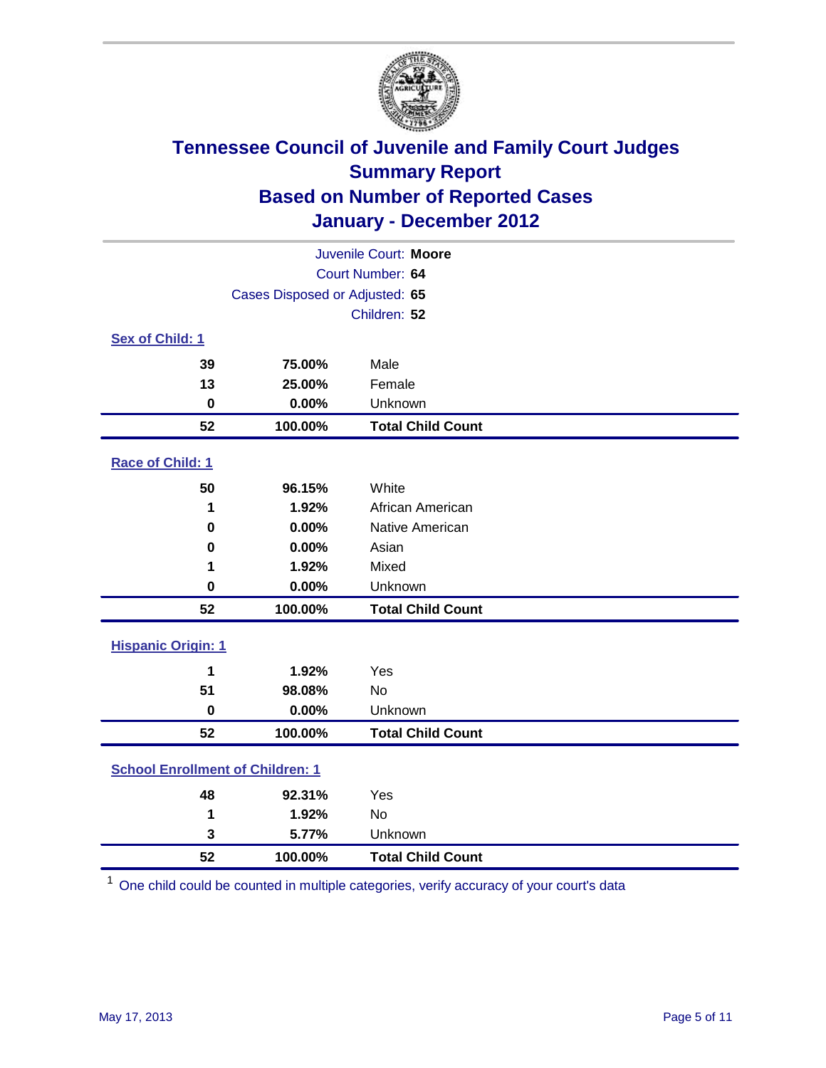# Tennessee Council of Juvenile and Family Court Judges
## Summary Report
## Based on Number of Reported Cases
## January - December 2012

Juvenile Court: **Moore**
Court Number: **64**
Cases Disposed or Adjusted: **65**
Children: **52**

### Sex of Child: 1

| | | |
|---|---|---|
| **39** | **75.00%** | Male |
| **13** | **25.00%** | Female |
| **0** | **0.00%** | Unknown |
| **52** | **100.00%** | **Total Child Count** |

### Race of Child: 1

| | | |
|---|---|---|
| **50** | **96.15%** | White |
| **1** | **1.92%** | African American |
| **0** | **0.00%** | Native American |
| **0** | **0.00%** | Asian |
| **1** | **1.92%** | Mixed |
| **0** | **0.00%** | Unknown |
| **52** | **100.00%** | **Total Child Count** |

### Hispanic Origin: 1

| | | |
|---|---|---|
| **1** | **1.92%** | Yes |
| **51** | **98.08%** | No |
| **0** | **0.00%** | Unknown |
| **52** | **100.00%** | **Total Child Count** |

### School Enrollment of Children: 1

| | | |
|---|---|---|
| **48** | **92.31%** | Yes |
| **1** | **1.92%** | No |
| **3** | **5.77%** | Unknown |
| **52** | **100.00%** | **Total Child Count** |

[1] One child could be counted in multiple categories, verify accuracy of your court's data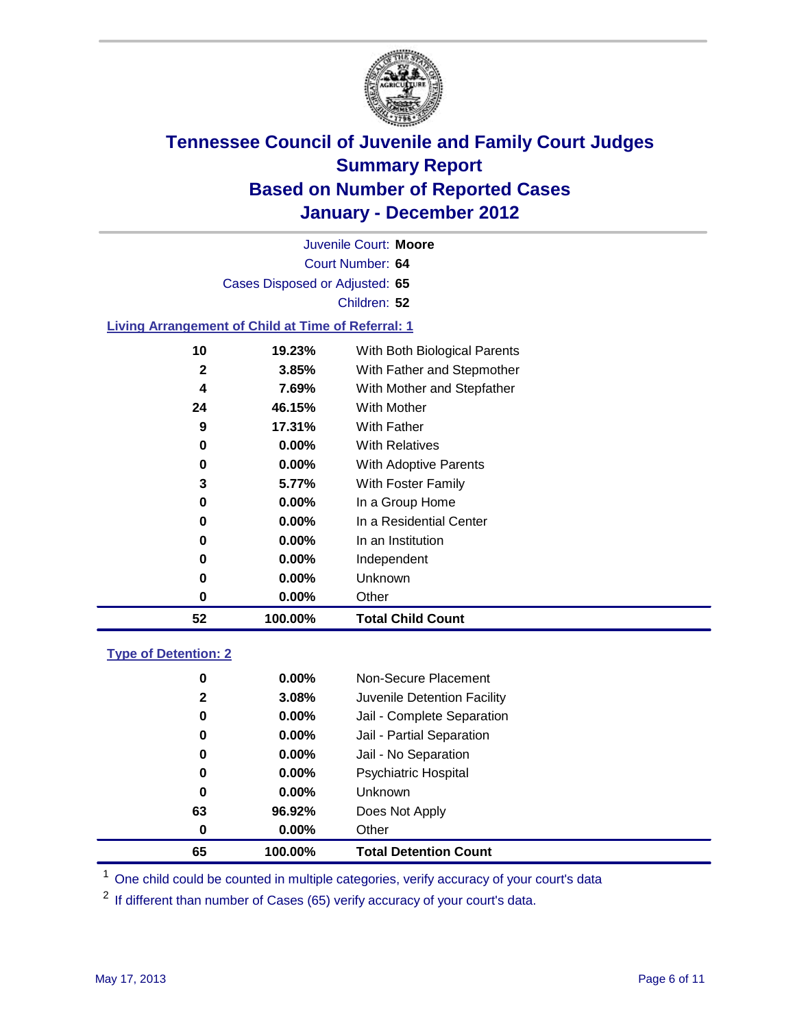# Tennessee Council of Juvenile and Family Court Judges
## Summary Report
## Based on Number of Reported Cases
## January - December 2012

Juvenile Court: **Moore**

Court Number: **64**

Cases Disposed or Adjusted: **65**

Children: **52**

### Living Arrangement of Child at Time of Referral: 1

| Count | Percent | Living Arrangement |
|---|---|---|
| 10 | 19.23% | With Both Biological Parents |
| 2 | 3.85% | With Father and Stepmother |
| 4 | 7.69% | With Mother and Stepfather |
| 24 | 46.15% | With Mother |
| 9 | 17.31% | With Father |
| 0 | 0.00% | With Relatives |
| 0 | 0.00% | With Adoptive Parents |
| 3 | 5.77% | With Foster Family |
| 0 | 0.00% | In a Group Home |
| 0 | 0.00% | In a Residential Center |
| 0 | 0.00% | In an Institution |
| 0 | 0.00% | Independent |
| 0 | 0.00% | Unknown |
| 0 | 0.00% | Other |
| **52** | **100.00%** | **Total Child Count** |

### Type of Detention: 2

| Count | Percent | Type of Detention |
|---|---|---|
| 0 | 0.00% | Non-Secure Placement |
| 2 | 3.08% | Juvenile Detention Facility |
| 0 | 0.00% | Jail - Complete Separation |
| 0 | 0.00% | Jail - Partial Separation |
| 0 | 0.00% | Jail - No Separation |
| 0 | 0.00% | Psychiatric Hospital |
| 0 | 0.00% | Unknown |
| 63 | 96.92% | Does Not Apply |
| 0 | 0.00% | Other |
| **65** | **100.00%** | **Total Detention Count** |

[1] One child could be counted in multiple categories, verify accuracy of your court's data

[2] If different than number of Cases (65) verify accuracy of your court's data.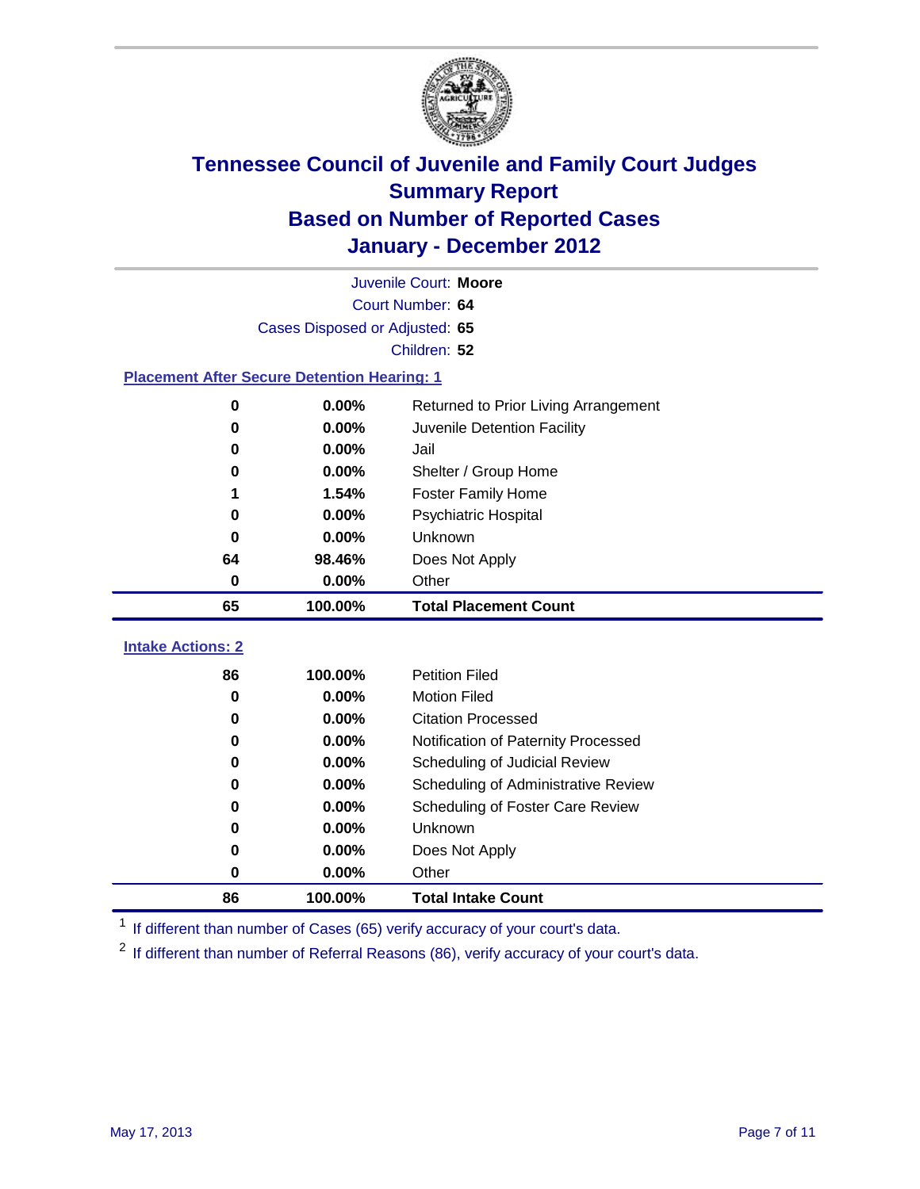# Tennessee Council of Juvenile and Family Court Judges
## Summary Report
## Based on Number of Reported Cases
## January - December 2012

Juvenile Court: **Moore**
Court Number: **64**
Cases Disposed or Adjusted: **65**
Children: **52**

### Placement After Secure Detention Hearing: 1

| Count | Percent | Placement |
|---|---|---|
| 0 | 0.00% | Returned to Prior Living Arrangement |
| 0 | 0.00% | Juvenile Detention Facility |
| 0 | 0.00% | Jail |
| 0 | 0.00% | Shelter / Group Home |
| 1 | 1.54% | Foster Family Home |
| 0 | 0.00% | Psychiatric Hospital |
| 0 | 0.00% | Unknown |
| 64 | 98.46% | Does Not Apply |
| 0 | 0.00% | Other |
| **65** | **100.00%** | **Total Placement Count** |

### Intake Actions: 2

| Count | Percent | Action |
|---|---|---|
| 86 | 100.00% | Petition Filed |
| 0 | 0.00% | Motion Filed |
| 0 | 0.00% | Citation Processed |
| 0 | 0.00% | Notification of Paternity Processed |
| 0 | 0.00% | Scheduling of Judicial Review |
| 0 | 0.00% | Scheduling of Administrative Review |
| 0 | 0.00% | Scheduling of Foster Care Review |
| 0 | 0.00% | Unknown |
| 0 | 0.00% | Does Not Apply |
| 0 | 0.00% | Other |
| **86** | **100.00%** | **Total Intake Count** |

[1] If different than number of Cases (65) verify accuracy of your court's data.

[2] If different than number of Referral Reasons (86), verify accuracy of your court's data.

May 17, 2013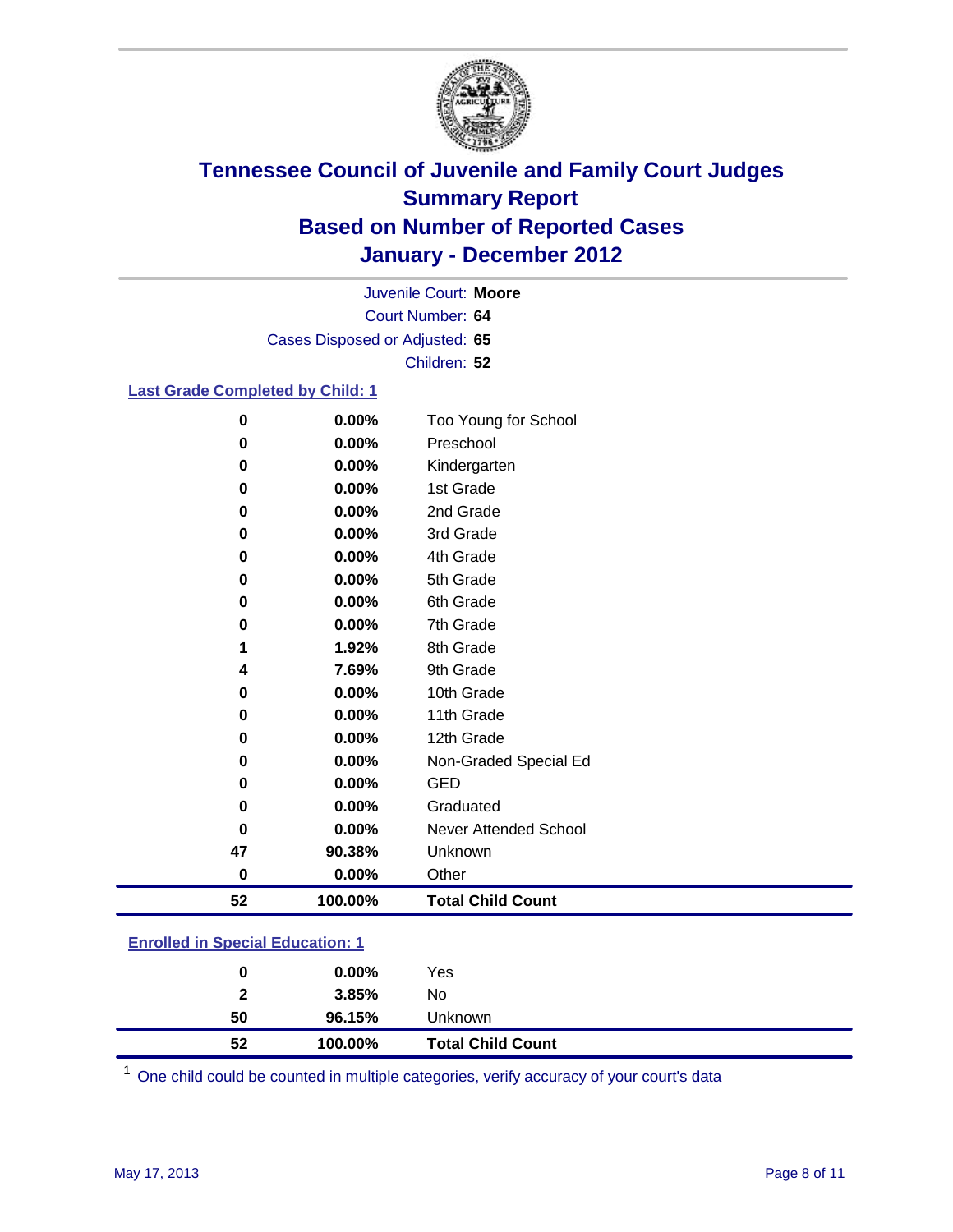# Tennessee Council of Juvenile and Family Court Judges
# Summary Report
# Based on Number of Reported Cases
# January - December 2012

Juvenile Court: **Moore**
Court Number: **64**
Cases Disposed or Adjusted: **65**
Children: **52**

## Last Grade Completed by Child: 1

| Count | Percent | Category |
|---|---|---|
| 0 | 0.00% | Too Young for School |
| 0 | 0.00% | Preschool |
| 0 | 0.00% | Kindergarten |
| 0 | 0.00% | 1st Grade |
| 0 | 0.00% | 2nd Grade |
| 0 | 0.00% | 3rd Grade |
| 0 | 0.00% | 4th Grade |
| 0 | 0.00% | 5th Grade |
| 0 | 0.00% | 6th Grade |
| 0 | 0.00% | 7th Grade |
| 1 | 1.92% | 8th Grade |
| 4 | 7.69% | 9th Grade |
| 0 | 0.00% | 10th Grade |
| 0 | 0.00% | 11th Grade |
| 0 | 0.00% | 12th Grade |
| 0 | 0.00% | Non-Graded Special Ed |
| 0 | 0.00% | GED |
| 0 | 0.00% | Graduated |
| 0 | 0.00% | Never Attended School |
| 47 | 90.38% | Unknown |
| 0 | 0.00% | Other |
| **52** | **100.00%** | **Total Child Count** |

## Enrolled in Special Education: 1

| Count | Percent | Category |
|---|---|---|
| 0 | 0.00% | Yes |
| 2 | 3.85% | No |
| 50 | 96.15% | Unknown |
| **52** | **100.00%** | **Total Child Count** |

[1] One child could be counted in multiple categories, verify accuracy of your court's data

May 17, 2013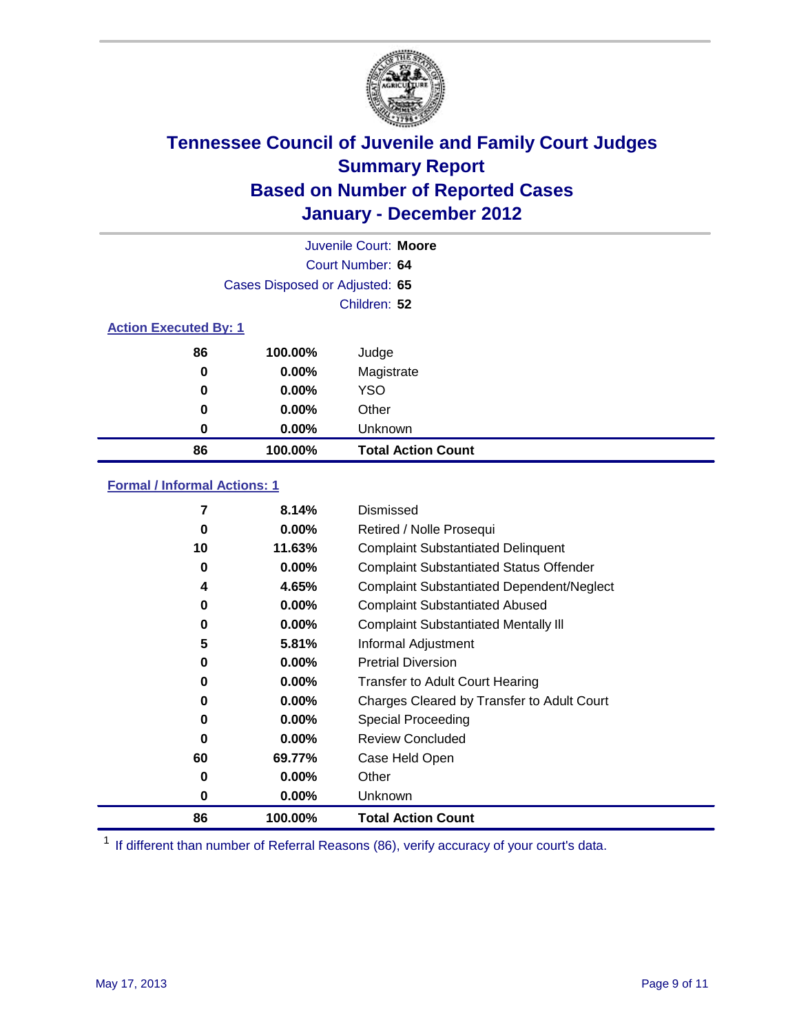# Tennessee Council of Juvenile and Family Court Judges
## Summary Report
## Based on Number of Reported Cases
## January - December 2012

Juvenile Court: **Moore**
Court Number: **64**
Cases Disposed or Adjusted: **65**
Children: **52**

### Action Executed By: 1

| | | |
|---|---|---|
| 86 | 100.00% | Judge |
| 0 | 0.00% | Magistrate |
| 0 | 0.00% | YSO |
| 0 | 0.00% | Other |
| 0 | 0.00% | Unknown |
| **86** | **100.00%** | **Total Action Count** |

### Formal / Informal Actions: 1

| | | |
|---|---|---|
| 7 | 8.14% | Dismissed |
| 0 | 0.00% | Retired / Nolle Prosequi |
| 10 | 11.63% | Complaint Substantiated Delinquent |
| 0 | 0.00% | Complaint Substantiated Status Offender |
| 4 | 4.65% | Complaint Substantiated Dependent/Neglect |
| 0 | 0.00% | Complaint Substantiated Abused |
| 0 | 0.00% | Complaint Substantiated Mentally Ill |
| 5 | 5.81% | Informal Adjustment |
| 0 | 0.00% | Pretrial Diversion |
| 0 | 0.00% | Transfer to Adult Court Hearing |
| 0 | 0.00% | Charges Cleared by Transfer to Adult Court |
| 0 | 0.00% | Special Proceeding |
| 0 | 0.00% | Review Concluded |
| 60 | 69.77% | Case Held Open |
| 0 | 0.00% | Other |
| 0 | 0.00% | Unknown |
| **86** | **100.00%** | **Total Action Count** |

[1] If different than number of Referral Reasons (86), verify accuracy of your court's data.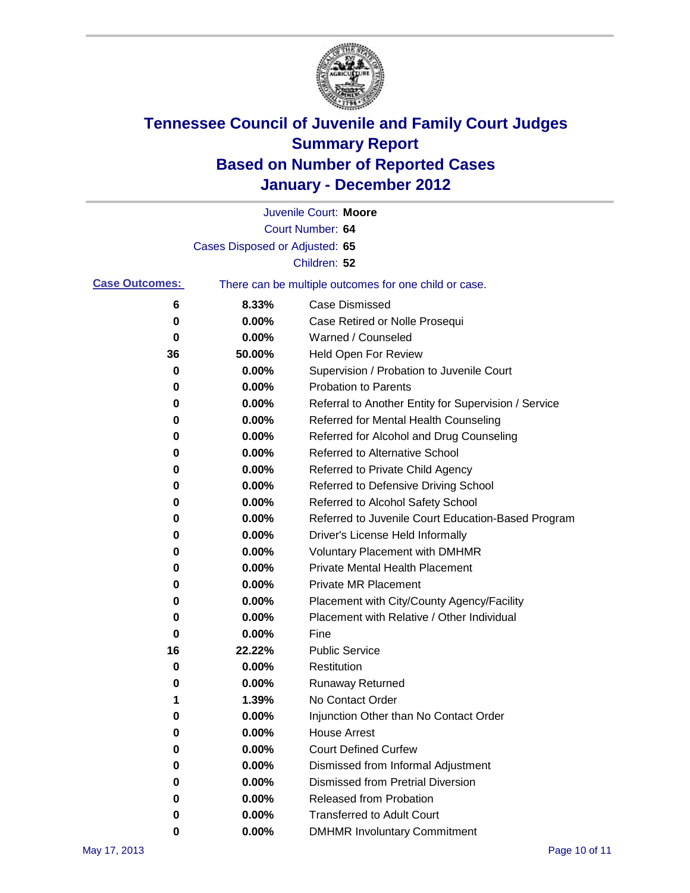# Tennessee Council of Juvenile and Family Court Judges
# Summary Report
# Based on Number of Reported Cases
# January - December 2012

Juvenile Court: **Moore**
Court Number: **64**
Cases Disposed or Adjusted: **65**
Children: **52**

**Case Outcomes:** There can be multiple outcomes for one child or case.

| | | |
|---|---|---|
| 6 | 8.33% | Case Dismissed |
| 0 | 0.00% | Case Retired or Nolle Prosequi |
| 0 | 0.00% | Warned / Counseled |
| 36 | 50.00% | Held Open For Review |
| 0 | 0.00% | Supervision / Probation to Juvenile Court |
| 0 | 0.00% | Probation to Parents |
| 0 | 0.00% | Referral to Another Entity for Supervision / Service |
| 0 | 0.00% | Referred for Mental Health Counseling |
| 0 | 0.00% | Referred for Alcohol and Drug Counseling |
| 0 | 0.00% | Referred to Alternative School |
| 0 | 0.00% | Referred to Private Child Agency |
| 0 | 0.00% | Referred to Defensive Driving School |
| 0 | 0.00% | Referred to Alcohol Safety School |
| 0 | 0.00% | Referred to Juvenile Court Education-Based Program |
| 0 | 0.00% | Driver's License Held Informally |
| 0 | 0.00% | Voluntary Placement with DMHMR |
| 0 | 0.00% | Private Mental Health Placement |
| 0 | 0.00% | Private MR Placement |
| 0 | 0.00% | Placement with City/County Agency/Facility |
| 0 | 0.00% | Placement with Relative / Other Individual |
| 0 | 0.00% | Fine |
| 16 | 22.22% | Public Service |
| 0 | 0.00% | Restitution |
| 0 | 0.00% | Runaway Returned |
| 1 | 1.39% | No Contact Order |
| 0 | 0.00% | Injunction Other than No Contact Order |
| 0 | 0.00% | House Arrest |
| 0 | 0.00% | Court Defined Curfew |
| 0 | 0.00% | Dismissed from Informal Adjustment |
| 0 | 0.00% | Dismissed from Pretrial Diversion |
| 0 | 0.00% | Released from Probation |
| 0 | 0.00% | Transferred to Adult Court |
| 0 | 0.00% | DMHMR Involuntary Commitment |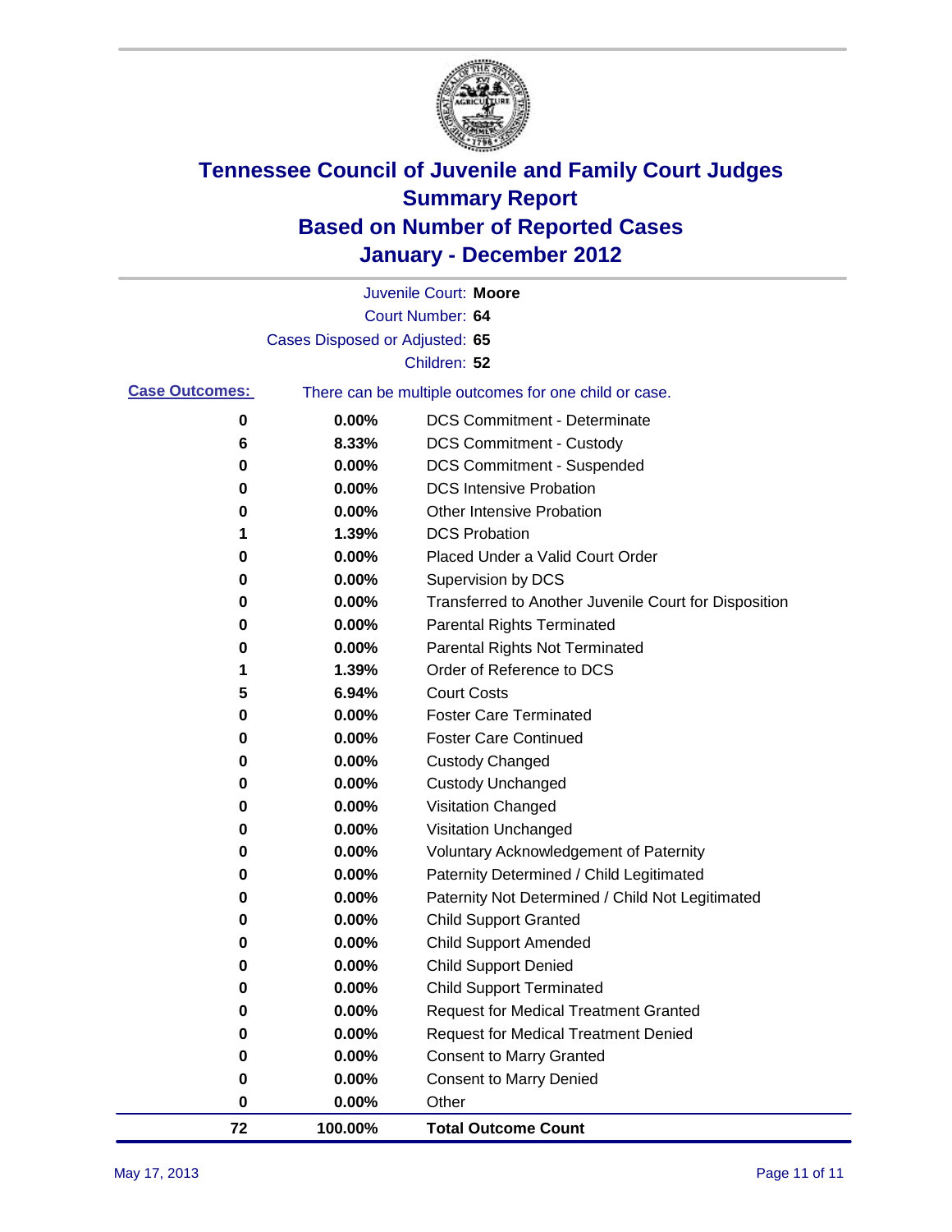# Tennessee Council of Juvenile and Family Court Judges
## Summary Report
## Based on Number of Reported Cases
## January - December 2012

Juvenile Court: **Moore**

Court Number: **64**

Cases Disposed or Adjusted: **65**

Children: **52**

**Case Outcomes:** There can be multiple outcomes for one child or case.

| | | |
|---|---|---|
| 0 | 0.00% | DCS Commitment - Determinate |
| 6 | 8.33% | DCS Commitment - Custody |
| 0 | 0.00% | DCS Commitment - Suspended |
| 0 | 0.00% | DCS Intensive Probation |
| 0 | 0.00% | Other Intensive Probation |
| 1 | 1.39% | DCS Probation |
| 0 | 0.00% | Placed Under a Valid Court Order |
| 0 | 0.00% | Supervision by DCS |
| 0 | 0.00% | Transferred to Another Juvenile Court for Disposition |
| 0 | 0.00% | Parental Rights Terminated |
| 0 | 0.00% | Parental Rights Not Terminated |
| 1 | 1.39% | Order of Reference to DCS |
| 5 | 6.94% | Court Costs |
| 0 | 0.00% | Foster Care Terminated |
| 0 | 0.00% | Foster Care Continued |
| 0 | 0.00% | Custody Changed |
| 0 | 0.00% | Custody Unchanged |
| 0 | 0.00% | Visitation Changed |
| 0 | 0.00% | Visitation Unchanged |
| 0 | 0.00% | Voluntary Acknowledgement of Paternity |
| 0 | 0.00% | Paternity Determined / Child Legitimated |
| 0 | 0.00% | Paternity Not Determined / Child Not Legitimated |
| 0 | 0.00% | Child Support Granted |
| 0 | 0.00% | Child Support Amended |
| 0 | 0.00% | Child Support Denied |
| 0 | 0.00% | Child Support Terminated |
| 0 | 0.00% | Request for Medical Treatment Granted |
| 0 | 0.00% | Request for Medical Treatment Denied |
| 0 | 0.00% | Consent to Marry Granted |
| 0 | 0.00% | Consent to Marry Denied |
| 0 | 0.00% | Other |
| **72** | **100.00%** | **Total Outcome Count** |

May 17, 2013